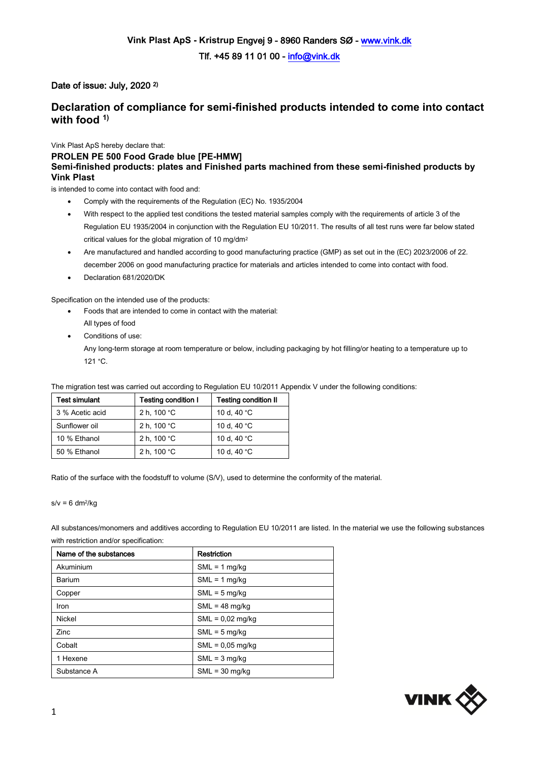Vink Plast ApS - Kristrup Engvej 9 - 8960 Randers SØ - www.vink.dk

Tlf. +45 89 11 01 00 - info@vink.dk

Date of issue: July, 2020 [2)]

# Declaration of compliance for semi-finished products intended to come into contact with food [1)]

Vink Plast ApS hereby declare that:

**PROLEN PE 500 Food Grade blue [PE-HMW]**
**Semi-finished products: plates and Finished parts machined from these semi-finished products by Vink Plast**

is intended to come into contact with food and:

- Comply with the requirements of the Regulation (EC) No. 1935/2004
- With respect to the applied test conditions the tested material samples comply with the requirements of article 3 of the Regulation EU 1935/2004 in conjunction with the Regulation EU 10/2011. The results of all test runs were far below stated critical values for the global migration of 10 mg/dm$^2$
- Are manufactured and handled according to good manufacturing practice (GMP) as set out in the (EC) 2023/2006 of 22. december 2006 on good manufacturing practice for materials and articles intended to come into contact with food.
- Declaration 681/2020/DK

Specification on the intended use of the products:

- Foods that are intended to come in contact with the material:
  All types of food
- Conditions of use:
  Any long-term storage at room temperature or below, including packaging by hot filling/or heating to a temperature up to 121 °C.

The migration test was carried out according to Regulation EU 10/2011 Appendix V under the following conditions:

| Test simulant | Testing condition I | Testing condition II |
|---|---|---|
| 3 % Acetic acid | 2 h, 100 °C | 10 d, 40 °C |
| Sunflower oil | 2 h, 100 °C | 10 d, 40 °C |
| 10 % Ethanol | 2 h, 100 °C | 10 d, 40 °C |
| 50 % Ethanol | 2 h, 100 °C | 10 d, 40 °C |

Ratio of the surface with the foodstuff to volume (S/V), used to determine the conformity of the material.

s/v = 6 dm$^2$/kg

All substances/monomers and additives according to Regulation EU 10/2011 are listed. In the material we use the following substances with restriction and/or specification:

| Name of the substances | Restriction |
|---|---|
| Akuminium | SML = 1 mg/kg |
| Barium | SML = 1 mg/kg |
| Copper | SML = 5 mg/kg |
| Iron | SML = 48 mg/kg |
| Nickel | SML = 0,02 mg/kg |
| Zinc | SML = 5 mg/kg |
| Cobalt | SML = 0,05 mg/kg |
| 1 Hexene | SML = 3 mg/kg |
| Substance A | SML = 30 mg/kg |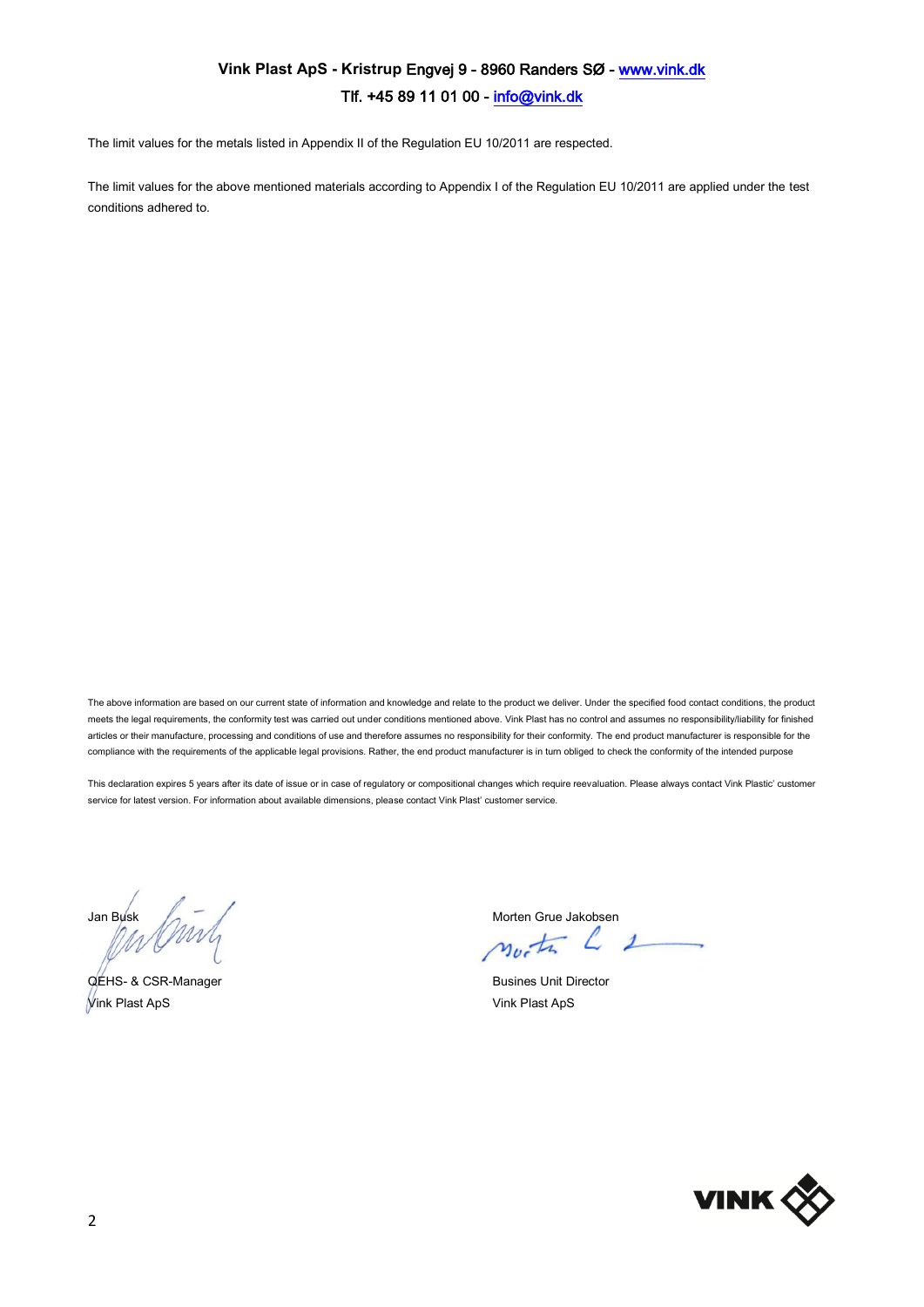**Vink Plast ApS - Kristrup Engvej 9 - 8960 Randers SØ - www.vink.dk**
**Tlf. +45 89 11 01 00 - info@vink.dk**

The limit values for the metals listed in Appendix II of the Regulation EU 10/2011 are respected.

The limit values for the above mentioned materials according to Appendix I of the Regulation EU 10/2011 are applied under the test conditions adhered to.

The above information are based on our current state of information and knowledge and relate to the product we deliver. Under the specified food contact conditions, the product meets the legal requirements, the conformity test was carried out under conditions mentioned above. Vink Plast has no control and assumes no responsibility/liability for finished articles or their manufacture, processing and conditions of use and therefore assumes no responsibility for their conformity. The end product manufacturer is responsible for the compliance with the requirements of the applicable legal provisions. Rather, the end product manufacturer is in turn obliged to check the conformity of the intended purpose

This declaration expires 5 years after its date of issue or in case of regulatory or compositional changes which require reevaluation. Please always contact Vink Plastic' customer service for latest version. For information about available dimensions, please contact Vink Plast' customer service.

Jan Busk
QEHS- & CSR-Manager
Vink Plast ApS

Morten Grue Jakobsen
Busines Unit Director
Vink Plast ApS